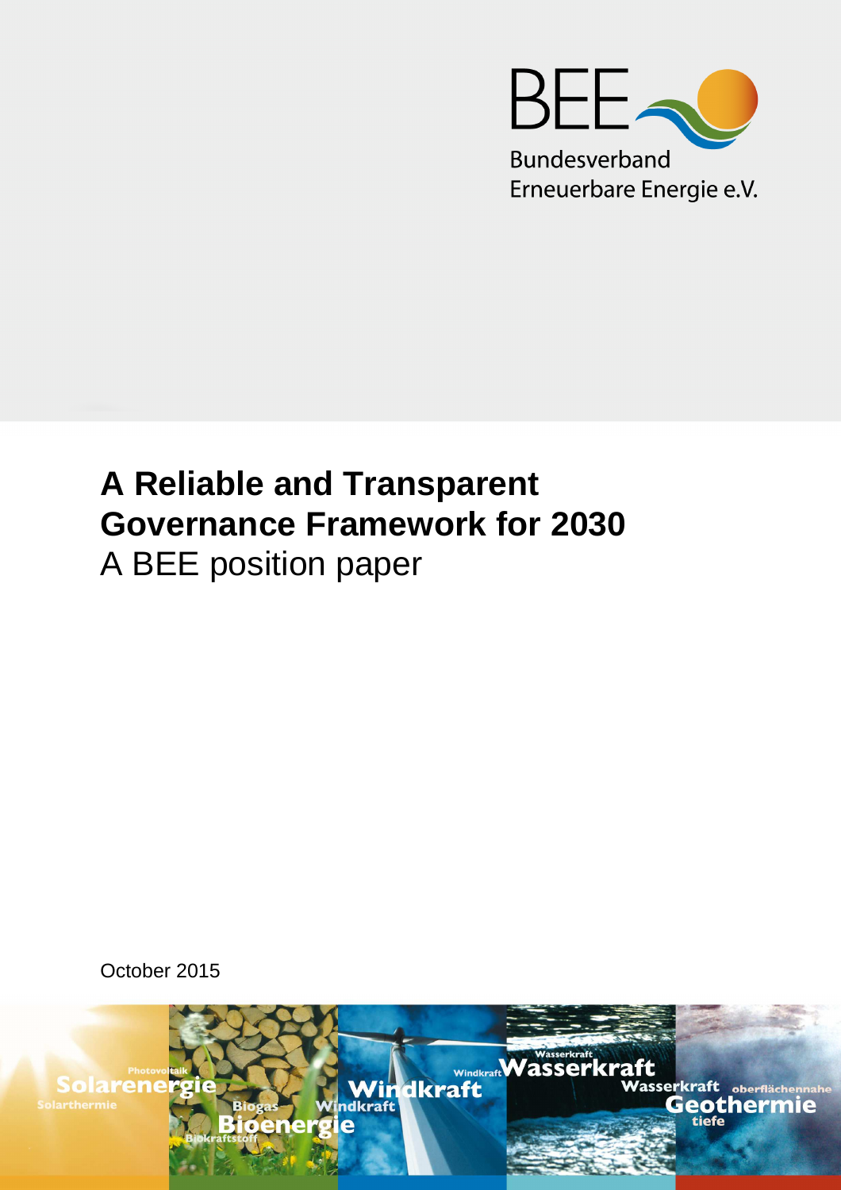BEE

Bundesverband
Erneuerbare Energie e.V.

# A Reliable and Transparent Governance Framework for 2030

A BEE position paper

October 2015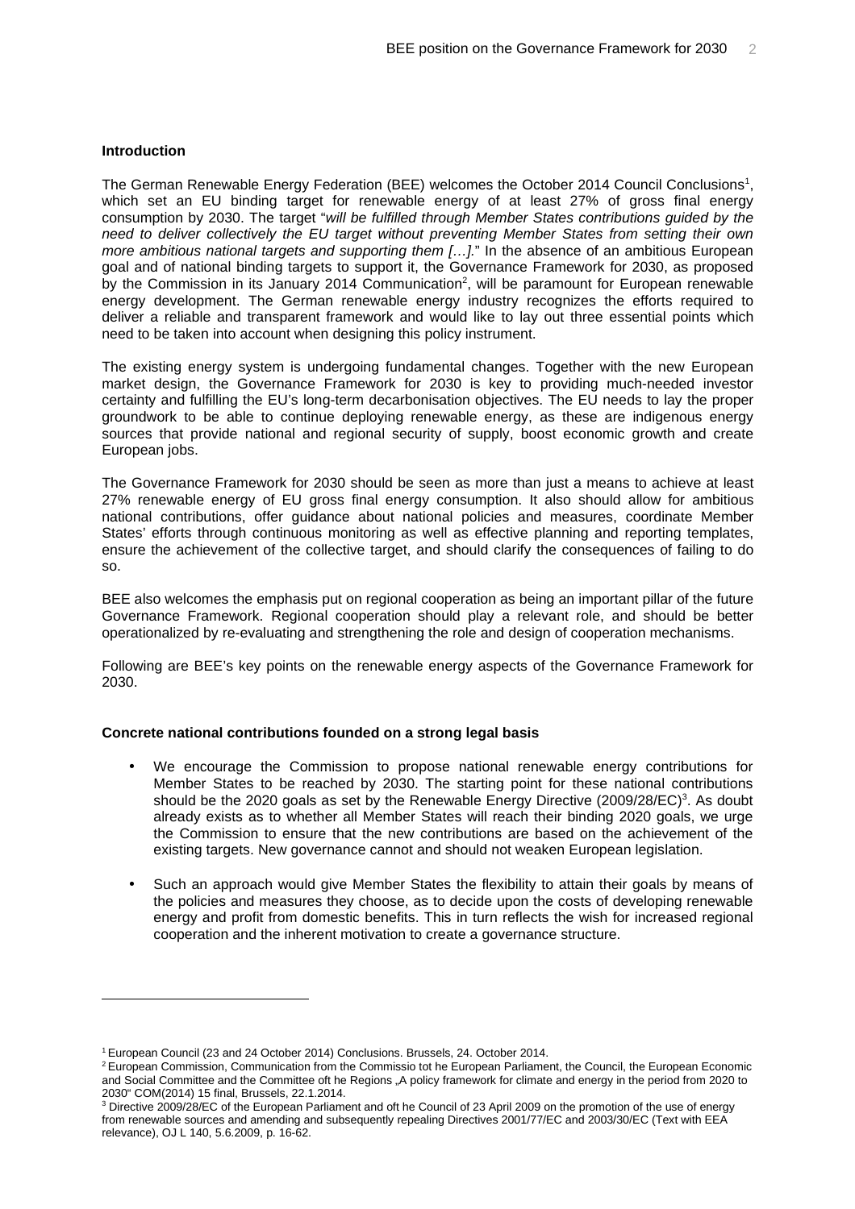**Introduction**

The German Renewable Energy Federation (BEE) welcomes the October 2014 Council Conclusions[1], which set an EU binding target for renewable energy of at least 27% of gross final energy consumption by 2030. The target "*will be fulfilled through Member States contributions guided by the need to deliver collectively the EU target without preventing Member States from setting their own more ambitious national targets and supporting them […]*." In the absence of an ambitious European goal and of national binding targets to support it, the Governance Framework for 2030, as proposed by the Commission in its January 2014 Communication[2], will be paramount for European renewable energy development. The German renewable energy industry recognizes the efforts required to deliver a reliable and transparent framework and would like to lay out three essential points which need to be taken into account when designing this policy instrument.

The existing energy system is undergoing fundamental changes. Together with the new European market design, the Governance Framework for 2030 is key to providing much-needed investor certainty and fulfilling the EU's long-term decarbonisation objectives. The EU needs to lay the proper groundwork to be able to continue deploying renewable energy, as these are indigenous energy sources that provide national and regional security of supply, boost economic growth and create European jobs.

The Governance Framework for 2030 should be seen as more than just a means to achieve at least 27% renewable energy of EU gross final energy consumption. It also should allow for ambitious national contributions, offer guidance about national policies and measures, coordinate Member States' efforts through continuous monitoring as well as effective planning and reporting templates, ensure the achievement of the collective target, and should clarify the consequences of failing to do so.

BEE also welcomes the emphasis put on regional cooperation as being an important pillar of the future Governance Framework. Regional cooperation should play a relevant role, and should be better operationalized by re-evaluating and strengthening the role and design of cooperation mechanisms.

Following are BEE's key points on the renewable energy aspects of the Governance Framework for 2030.

**Concrete national contributions founded on a strong legal basis**

- We encourage the Commission to propose national renewable energy contributions for Member States to be reached by 2030. The starting point for these national contributions should be the 2020 goals as set by the Renewable Energy Directive (2009/28/EC)[3]. As doubt already exists as to whether all Member States will reach their binding 2020 goals, we urge the Commission to ensure that the new contributions are based on the achievement of the existing targets. New governance cannot and should not weaken European legislation.
- Such an approach would give Member States the flexibility to attain their goals by means of the policies and measures they choose, as to decide upon the costs of developing renewable energy and profit from domestic benefits. This in turn reflects the wish for increased regional cooperation and the inherent motivation to create a governance structure.

---

[1] European Council (23 and 24 October 2014) Conclusions. Brussels, 24. October 2014.

[2] European Commission, Communication from the Commissio tot he European Parliament, the Council, the European Economic and Social Committee and the Committee oft he Regions „A policy framework for climate and energy in the period from 2020 to 2030" COM(2014) 15 final, Brussels, 22.1.2014.

[3] Directive 2009/28/EC of the European Parliament and oft he Council of 23 April 2009 on the promotion of the use of energy from renewable sources and amending and subsequently repealing Directives 2001/77/EC and 2003/30/EC (Text with EEA relevance), OJ L 140, 5.6.2009, p. 16-62.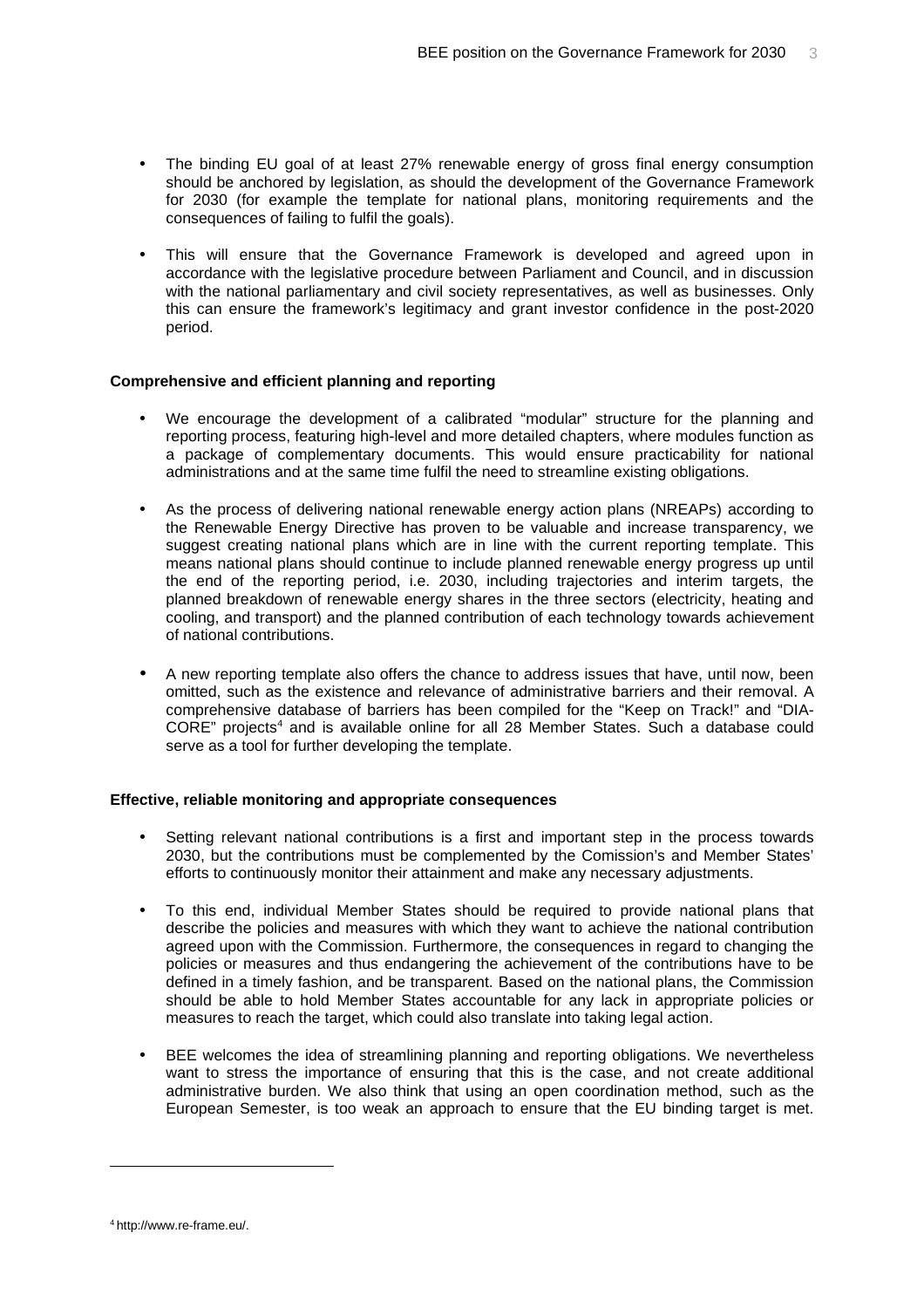- The binding EU goal of at least 27% renewable energy of gross final energy consumption should be anchored by legislation, as should the development of the Governance Framework for 2030 (for example the template for national plans, monitoring requirements and the consequences of failing to fulfil the goals).

- This will ensure that the Governance Framework is developed and agreed upon in accordance with the legislative procedure between Parliament and Council, and in discussion with the national parliamentary and civil society representatives, as well as businesses. Only this can ensure the framework's legitimacy and grant investor confidence in the post-2020 period.

**Comprehensive and efficient planning and reporting**

- We encourage the development of a calibrated "modular" structure for the planning and reporting process, featuring high-level and more detailed chapters, where modules function as a package of complementary documents. This would ensure practicability for national administrations and at the same time fulfil the need to streamline existing obligations.

- As the process of delivering national renewable energy action plans (NREAPs) according to the Renewable Energy Directive has proven to be valuable and increase transparency, we suggest creating national plans which are in line with the current reporting template. This means national plans should continue to include planned renewable energy progress up until the end of the reporting period, i.e. 2030, including trajectories and interim targets, the planned breakdown of renewable energy shares in the three sectors (electricity, heating and cooling, and transport) and the planned contribution of each technology towards achievement of national contributions.

- A new reporting template also offers the chance to address issues that have, until now, been omitted, such as the existence and relevance of administrative barriers and their removal. A comprehensive database of barriers has been compiled for the "Keep on Track!" and "DIA-CORE" projects[4] and is available online for all 28 Member States. Such a database could serve as a tool for further developing the template.

**Effective, reliable monitoring and appropriate consequences**

- Setting relevant national contributions is a first and important step in the process towards 2030, but the contributions must be complemented by the Comission's and Member States' efforts to continuously monitor their attainment and make any necessary adjustments.

- To this end, individual Member States should be required to provide national plans that describe the policies and measures with which they want to achieve the national contribution agreed upon with the Commission. Furthermore, the consequences in regard to changing the policies or measures and thus endangering the achievement of the contributions have to be defined in a timely fashion, and be transparent. Based on the national plans, the Commission should be able to hold Member States accountable for any lack in appropriate policies or measures to reach the target, which could also translate into taking legal action.

- BEE welcomes the idea of streamlining planning and reporting obligations. We nevertheless want to stress the importance of ensuring that this is the case, and not create additional administrative burden. We also think that using an open coordination method, such as the European Semester, is too weak an approach to ensure that the EU binding target is met.

[4] http://www.re-frame.eu/.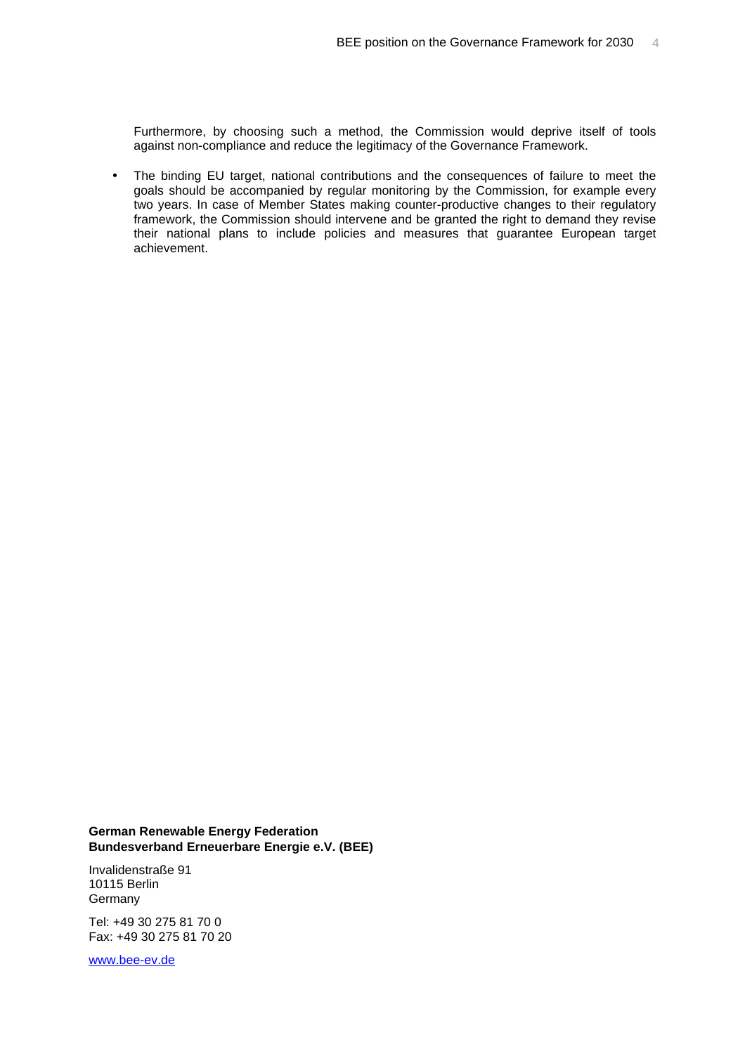Furthermore, by choosing such a method, the Commission would deprive itself of tools against non-compliance and reduce the legitimacy of the Governance Framework.

- The binding EU target, national contributions and the consequences of failure to meet the goals should be accompanied by regular monitoring by the Commission, for example every two years. In case of Member States making counter-productive changes to their regulatory framework, the Commission should intervene and be granted the right to demand they revise their national plans to include policies and measures that guarantee European target achievement.

**German Renewable Energy Federation**
**Bundesverband Erneuerbare Energie e.V. (BEE)**

Invalidenstraße 91
10115 Berlin
Germany

Tel: +49 30 275 81 70 0
Fax: +49 30 275 81 70 20

www.bee-ev.de